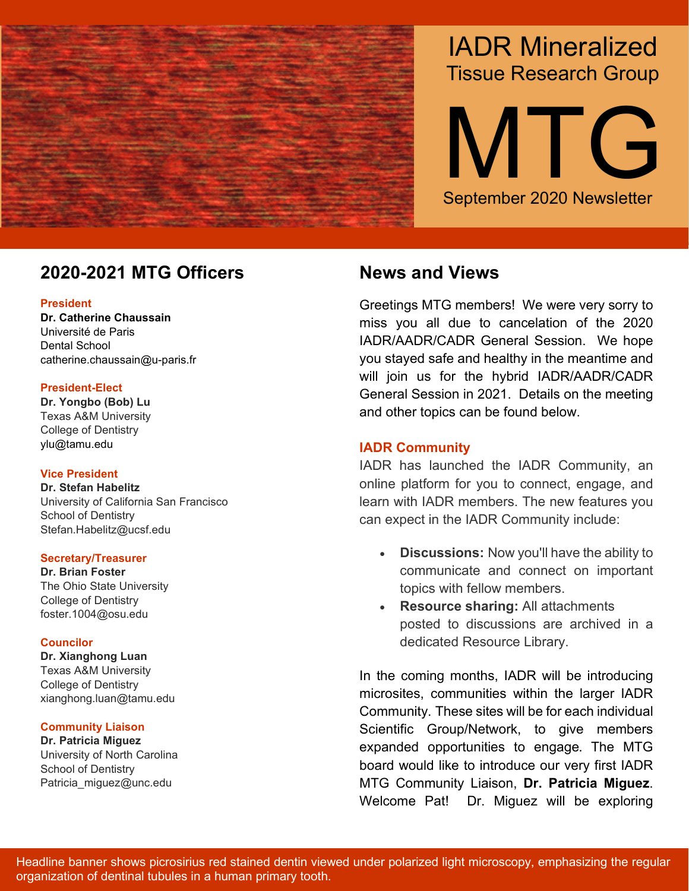# IADR Mineralized Tissue Research Group

# MTG

September 2020 Newsletter

## 2020-2021 MTG Officers

**President**
**Dr. Catherine Chaussain**
Université de Paris
Dental School
catherine.chaussain@u-paris.fr

**President-Elect**
**Dr. Yongbo (Bob) Lu**
Texas A&M University
College of Dentistry
ylu@tamu.edu

**Vice President**
**Dr. Stefan Habelitz**
University of California San Francisco
School of Dentistry
Stefan.Habelitz@ucsf.edu

**Secretary/Treasurer**
**Dr. Brian Foster**
The Ohio State University
College of Dentistry
foster.1004@osu.edu

**Councilor**
**Dr. Xianghong Luan**
Texas A&M University
College of Dentistry
xianghong.luan@tamu.edu

**Community Liaison**
**Dr. Patricia Miguez**
University of North Carolina
School of Dentistry
Patricia_miguez@unc.edu

## News and Views

Greetings MTG members! We were very sorry to miss you all due to cancelation of the 2020 IADR/AADR/CADR General Session. We hope you stayed safe and healthy in the meantime and will join us for the hybrid IADR/AADR/CADR General Session in 2021. Details on the meeting and other topics can be found below.

### IADR Community

IADR has launched the IADR Community, an online platform for you to connect, engage, and learn with IADR members. The new features you can expect in the IADR Community include:

- **Discussions:** Now you'll have the ability to communicate and connect on important topics with fellow members.
- **Resource sharing:** All attachments posted to discussions are archived in a dedicated Resource Library.

In the coming months, IADR will be introducing microsites, communities within the larger IADR Community. These sites will be for each individual Scientific Group/Network, to give members expanded opportunities to engage. The MTG board would like to introduce our very first IADR MTG Community Liaison, **Dr. Patricia Miguez**. Welcome Pat! Dr. Miguez will be exploring

Headline banner shows picrosirius red stained dentin viewed under polarized light microscopy, emphasizing the regular organization of dentinal tubules in a human primary tooth.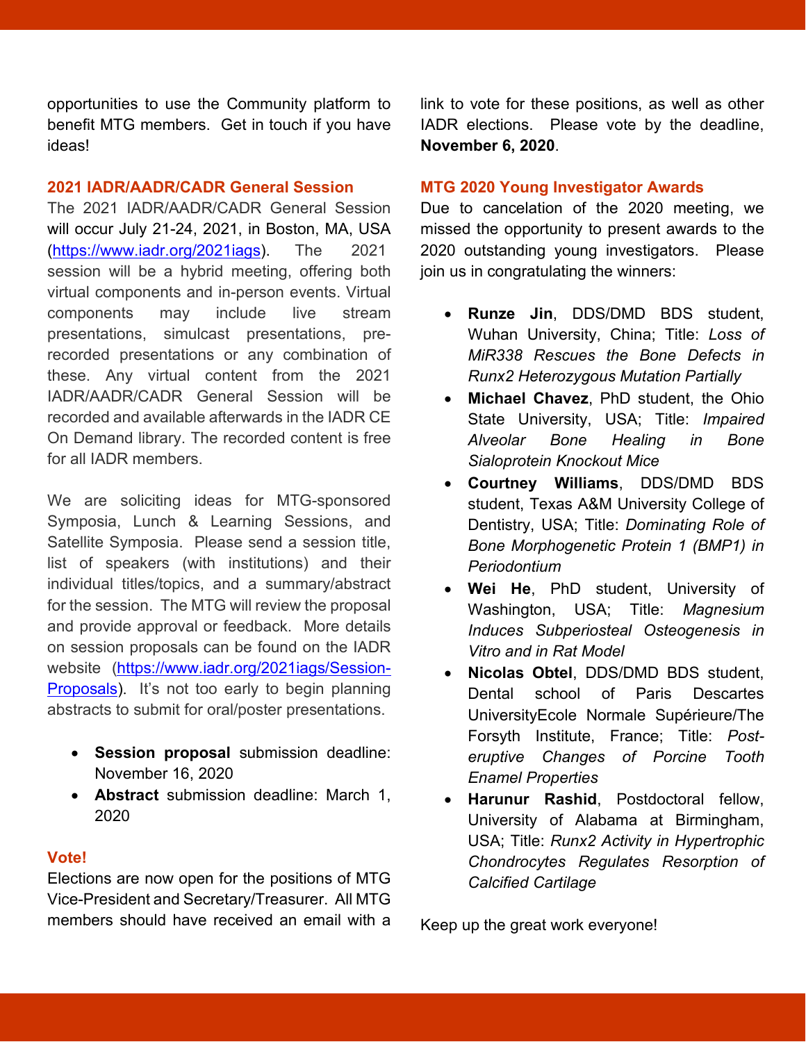opportunities to use the Community platform to benefit MTG members. Get in touch if you have ideas!

## 2021 IADR/AADR/CADR General Session

The 2021 IADR/AADR/CADR General Session will occur July 21-24, 2021, in Boston, MA, USA (https://www.iadr.org/2021iags). The 2021 session will be a hybrid meeting, offering both virtual components and in-person events. Virtual components may include live stream presentations, simulcast presentations, pre-recorded presentations or any combination of these. Any virtual content from the 2021 IADR/AADR/CADR General Session will be recorded and available afterwards in the IADR CE On Demand library. The recorded content is free for all IADR members.

We are soliciting ideas for MTG-sponsored Symposia, Lunch & Learning Sessions, and Satellite Symposia. Please send a session title, list of speakers (with institutions) and their individual titles/topics, and a summary/abstract for the session. The MTG will review the proposal and provide approval or feedback. More details on session proposals can be found on the IADR website (https://www.iadr.org/2021iags/Session-Proposals). It's not too early to begin planning abstracts to submit for oral/poster presentations.

- **Session proposal** submission deadline: November 16, 2020
- **Abstract** submission deadline: March 1, 2020

## Vote!

Elections are now open for the positions of MTG Vice-President and Secretary/Treasurer. All MTG members should have received an email with a link to vote for these positions, as well as other IADR elections. Please vote by the deadline, **November 6, 2020**.

## MTG 2020 Young Investigator Awards

Due to cancelation of the 2020 meeting, we missed the opportunity to present awards to the 2020 outstanding young investigators. Please join us in congratulating the winners:

- **Runze Jin**, DDS/DMD BDS student, Wuhan University, China; Title: *Loss of MiR338 Rescues the Bone Defects in Runx2 Heterozygous Mutation Partially*
- **Michael Chavez**, PhD student, the Ohio State University, USA; Title: *Impaired Alveolar Bone Healing in Bone Sialoprotein Knockout Mice*
- **Courtney Williams**, DDS/DMD BDS student, Texas A&M University College of Dentistry, USA; Title: *Dominating Role of Bone Morphogenetic Protein 1 (BMP1) in Periodontium*
- **Wei He**, PhD student, University of Washington, USA; Title: *Magnesium Induces Subperiosteal Osteogenesis in Vitro and in Rat Model*
- **Nicolas Obtel**, DDS/DMD BDS student, Dental school of Paris Descartes UniversityEcole Normale Supérieure/The Forsyth Institute, France; Title: *Post-eruptive Changes of Porcine Tooth Enamel Properties*
- **Harunur Rashid**, Postdoctoral fellow, University of Alabama at Birmingham, USA; Title: *Runx2 Activity in Hypertrophic Chondrocytes Regulates Resorption of Calcified Cartilage*

Keep up the great work everyone!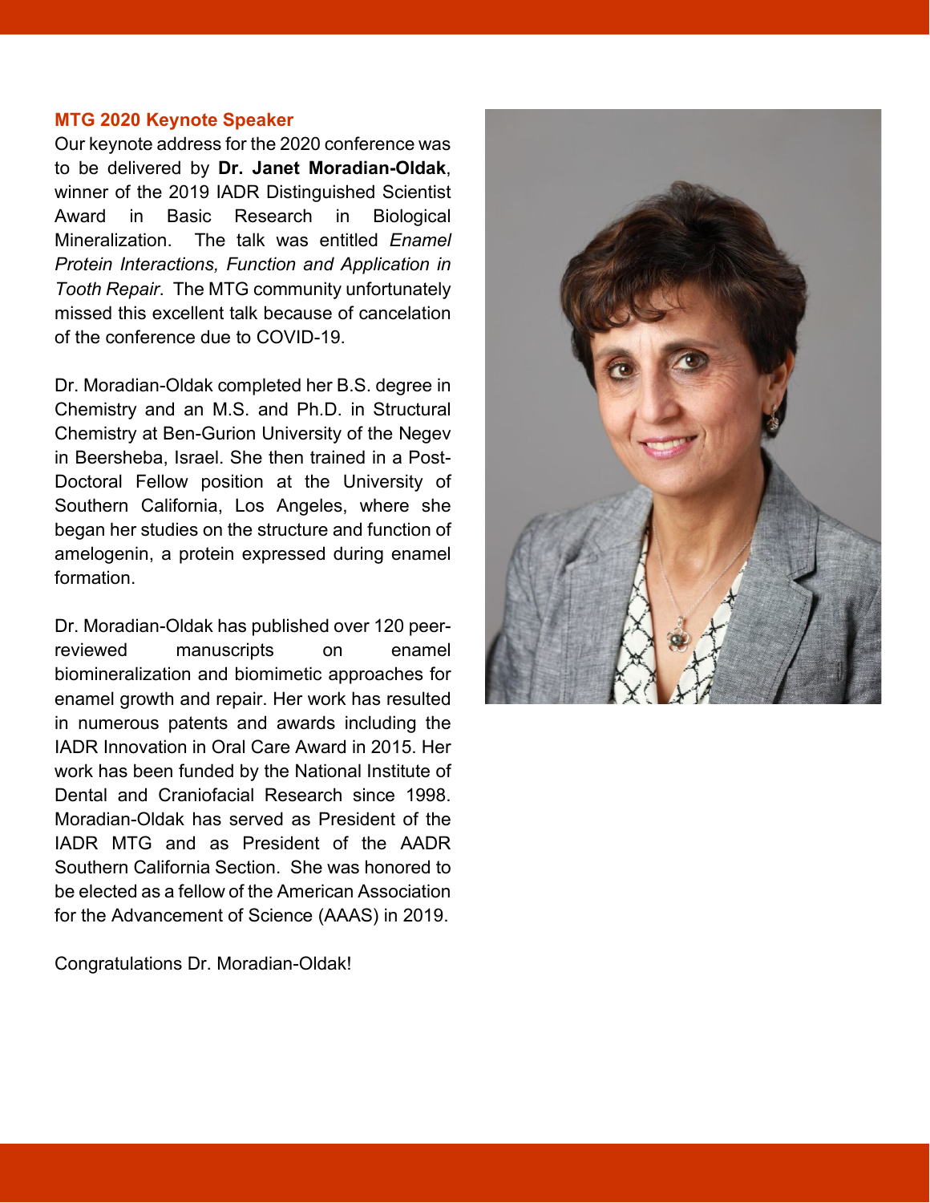## MTG 2020 Keynote Speaker

Our keynote address for the 2020 conference was to be delivered by **Dr. Janet Moradian-Oldak**, winner of the 2019 IADR Distinguished Scientist Award in Basic Research in Biological Mineralization. The talk was entitled *Enamel Protein Interactions, Function and Application in Tooth Repair*. The MTG community unfortunately missed this excellent talk because of cancelation of the conference due to COVID-19.

Dr. Moradian-Oldak completed her B.S. degree in Chemistry and an M.S. and Ph.D. in Structural Chemistry at Ben-Gurion University of the Negev in Beersheba, Israel. She then trained in a Post-Doctoral Fellow position at the University of Southern California, Los Angeles, where she began her studies on the structure and function of amelogenin, a protein expressed during enamel formation.

Dr. Moradian-Oldak has published over 120 peer-reviewed manuscripts on enamel biomineralization and biomimetic approaches for enamel growth and repair. Her work has resulted in numerous patents and awards including the IADR Innovation in Oral Care Award in 2015. Her work has been funded by the National Institute of Dental and Craniofacial Research since 1998. Moradian-Oldak has served as President of the IADR MTG and as President of the AADR Southern California Section. She was honored to be elected as a fellow of the American Association for the Advancement of Science (AAAS) in 2019.

Congratulations Dr. Moradian-Oldak!